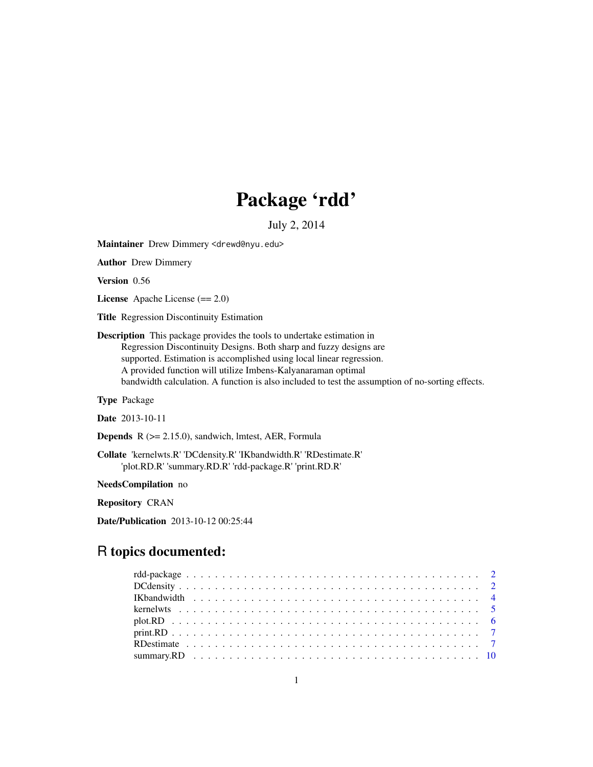# Package 'rdd'

July 2, 2014

**Maintainer** Drew Dimmery <drewd@nyu.edu>

**Author** Drew Dimmery

**Version** 0.56

**License** Apache License (== 2.0)

**Title** Regression Discontinuity Estimation

**Description** This package provides the tools to undertake estimation in Regression Discontinuity Designs. Both sharp and fuzzy designs are supported. Estimation is accomplished using local linear regression. A provided function will utilize Imbens-Kalyanaraman optimal bandwidth calculation. A function is also included to test the assumption of no-sorting effects.

**Type** Package

**Date** 2013-10-11

**Depends** R (>= 2.15.0), sandwich, lmtest, AER, Formula

**Collate** 'kernelwts.R' 'DCdensity.R' 'IKbandwidth.R' 'RDestimate.R' 'plot.RD.R' 'summary.RD.R' 'rdd-package.R' 'print.RD.R'

**NeedsCompilation** no

**Repository** CRAN

**Date/Publication** 2013-10-12 00:25:44

## R topics documented:

- rdd-package . . . . . . . . . . 2
- DCdensity . . . . . . . . . . 2
- IKbandwidth . . . . . . . . . . 4
- kernelwts . . . . . . . . . . 5
- plot.RD . . . . . . . . . . 6
- print.RD . . . . . . . . . . 7
- RDestimate . . . . . . . . . . 7
- summary.RD . . . . . . . . . . 10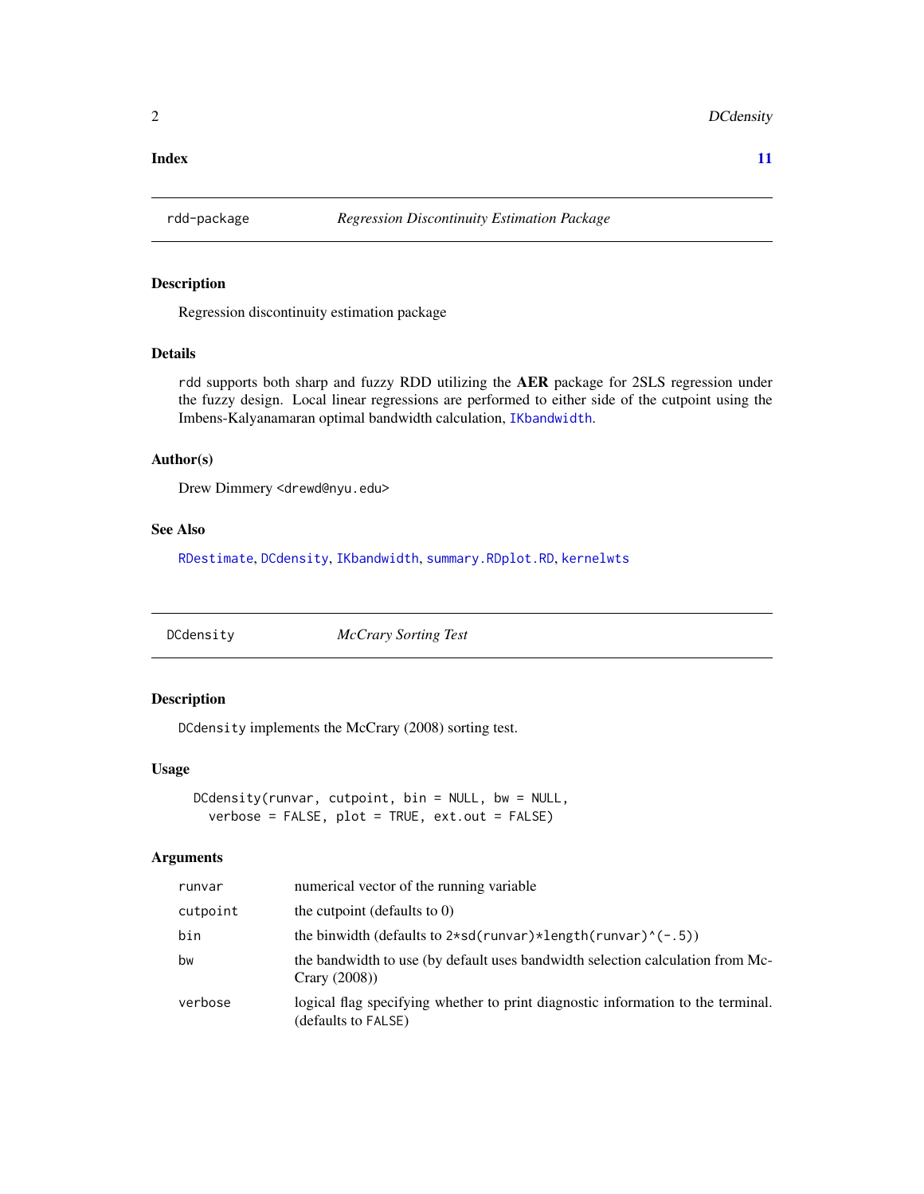**Index** **11**

---

`rdd-package` *Regression Discontinuity Estimation Package*

---

### Description

Regression discontinuity estimation package

### Details

`rdd` supports both sharp and fuzzy RDD utilizing the **AER** package for 2SLS regression under the fuzzy design. Local linear regressions are performed to either side of the cutpoint using the Imbens-Kalyanamaran optimal bandwidth calculation, `IKbandwidth`.

### Author(s)

Drew Dimmery <drewd@nyu.edu>

### See Also

`RDestimate`, `DCdensity`, `IKbandwidth`, `summary.RDplot.RD`, `kernelwts`

---

`DCdensity` *McCrary Sorting Test*

---

### Description

`DCdensity` implements the McCrary (2008) sorting test.

### Usage

```
DCdensity(runvar, cutpoint, bin = NULL, bw = NULL,
  verbose = FALSE, plot = TRUE, ext.out = FALSE)
```

### Arguments

| | |
|---|---|
| `runvar` | numerical vector of the running variable |
| `cutpoint` | the cutpoint (defaults to 0) |
| `bin` | the binwidth (defaults to `2*sd(runvar)*length(runvar)^(-.5)`) |
| `bw` | the bandwidth to use (by default uses bandwidth selection calculation from McCrary (2008)) |
| `verbose` | logical flag specifying whether to print diagnostic information to the terminal. (defaults to `FALSE`) |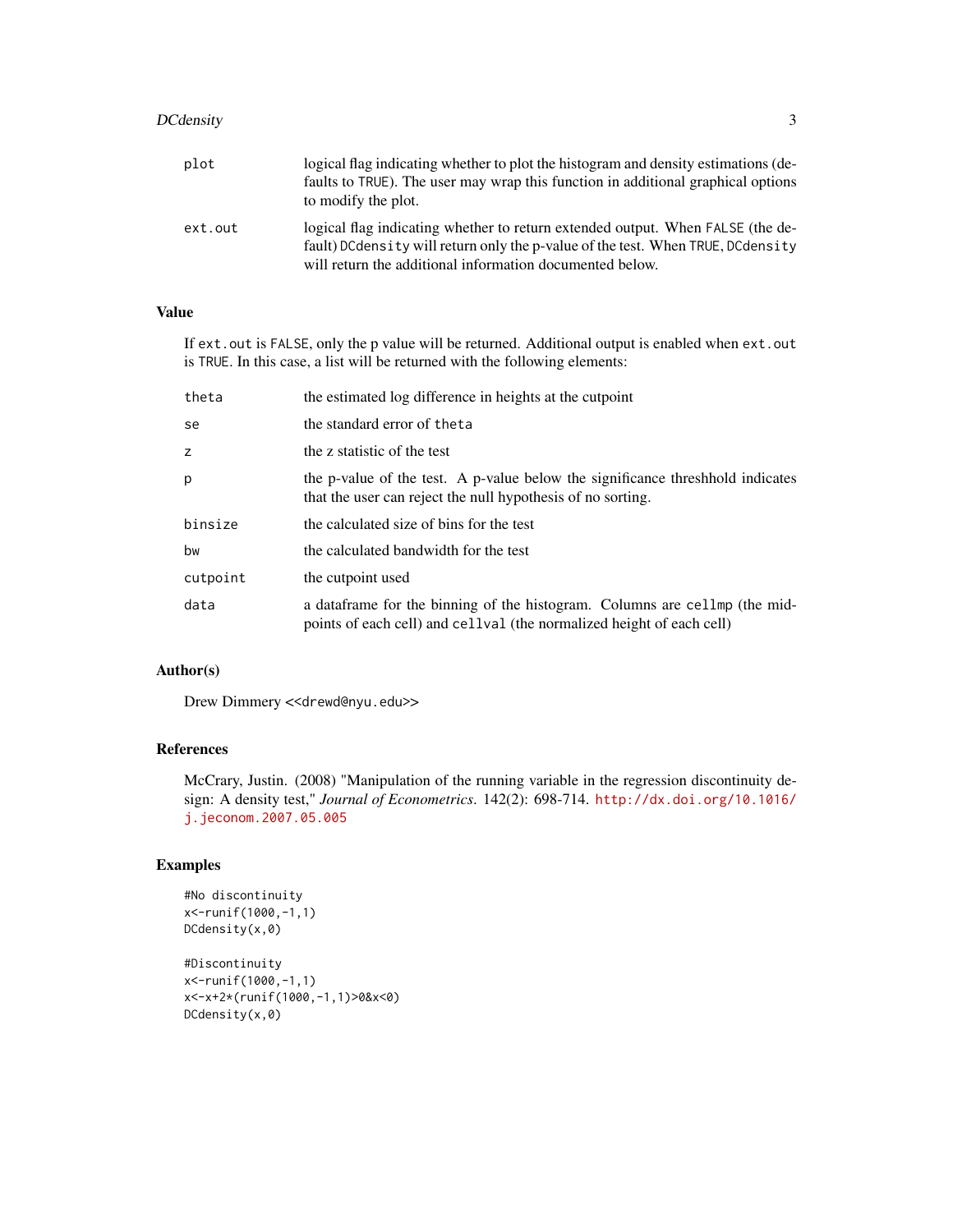| | |
|---|---|
| `plot` | logical flag indicating whether to plot the histogram and density estimations (defaults to TRUE). The user may wrap this function in additional graphical options to modify the plot. |
| `ext.out` | logical flag indicating whether to return extended output. When FALSE (the default) DCdensity will return only the p-value of the test. When TRUE, DCdensity will return the additional information documented below. |

## Value

If `ext.out` is `FALSE`, only the p value will be returned. Additional output is enabled when `ext.out` is `TRUE`. In this case, a list will be returned with the following elements:

| | |
|---|---|
| `theta` | the estimated log difference in heights at the cutpoint |
| `se` | the standard error of `theta` |
| `z` | the z statistic of the test |
| `p` | the p-value of the test. A p-value below the significance threshhold indicates that the user can reject the null hypothesis of no sorting. |
| `binsize` | the calculated size of bins for the test |
| `bw` | the calculated bandwidth for the test |
| `cutpoint` | the cutpoint used |
| `data` | a dataframe for the binning of the histogram. Columns are `cellmp` (the midpoints of each cell) and `cellval` (the normalized height of each cell) |

## Author(s)

Drew Dimmery <<drewd@nyu.edu>>

## References

McCrary, Justin. (2008) "Manipulation of the running variable in the regression discontinuity design: A density test," *Journal of Econometrics*. 142(2): 698-714. http://dx.doi.org/10.1016/j.jeconom.2007.05.005

## Examples

```
#No discontinuity
x<-runif(1000,-1,1)
DCdensity(x,0)

#Discontinuity
x<-runif(1000,-1,1)
x<-x+2*(runif(1000,-1,1)>0&x<0)
DCdensity(x,0)
```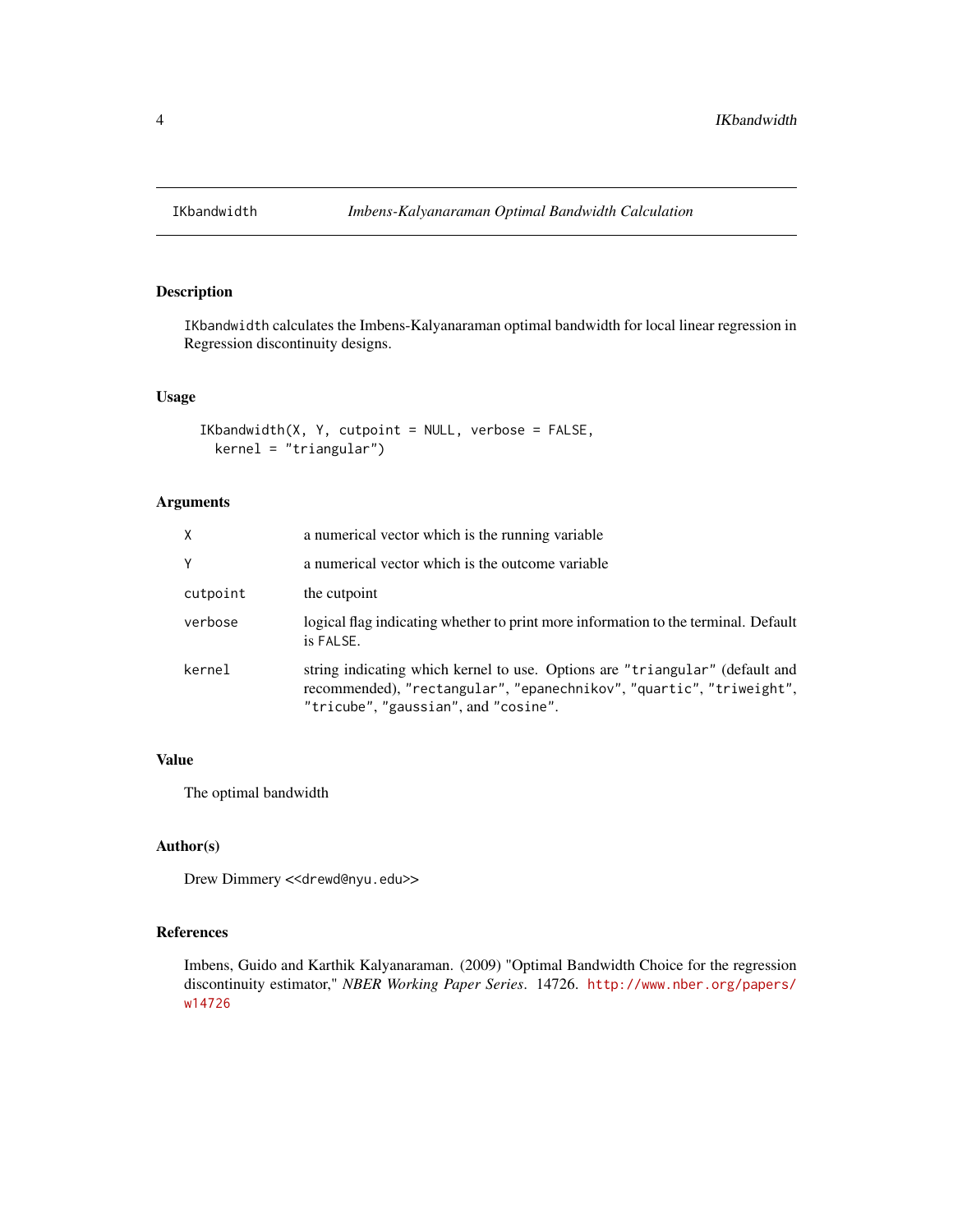# IKbandwidth — *Imbens-Kalyanaraman Optimal Bandwidth Calculation*

## Description

`IKbandwidth` calculates the Imbens-Kalyanaraman optimal bandwidth for local linear regression in Regression discontinuity designs.

## Usage

```
IKbandwidth(X, Y, cutpoint = NULL, verbose = FALSE,
  kernel = "triangular")
```

## Arguments

| | |
|---|---|
| `X` | a numerical vector which is the running variable |
| `Y` | a numerical vector which is the outcome variable |
| `cutpoint` | the cutpoint |
| `verbose` | logical flag indicating whether to print more information to the terminal. Default is `FALSE`. |
| `kernel` | string indicating which kernel to use. Options are `"triangular"` (default and recommended), `"rectangular"`, `"epanechnikov"`, `"quartic"`, `"triweight"`, `"tricube"`, `"gaussian"`, and `"cosine"`. |

## Value

The optimal bandwidth

## Author(s)

Drew Dimmery <<drewd@nyu.edu>>

## References

Imbens, Guido and Karthik Kalyanaraman. (2009) "Optimal Bandwidth Choice for the regression discontinuity estimator," *NBER Working Paper Series*. 14726. http://www.nber.org/papers/w14726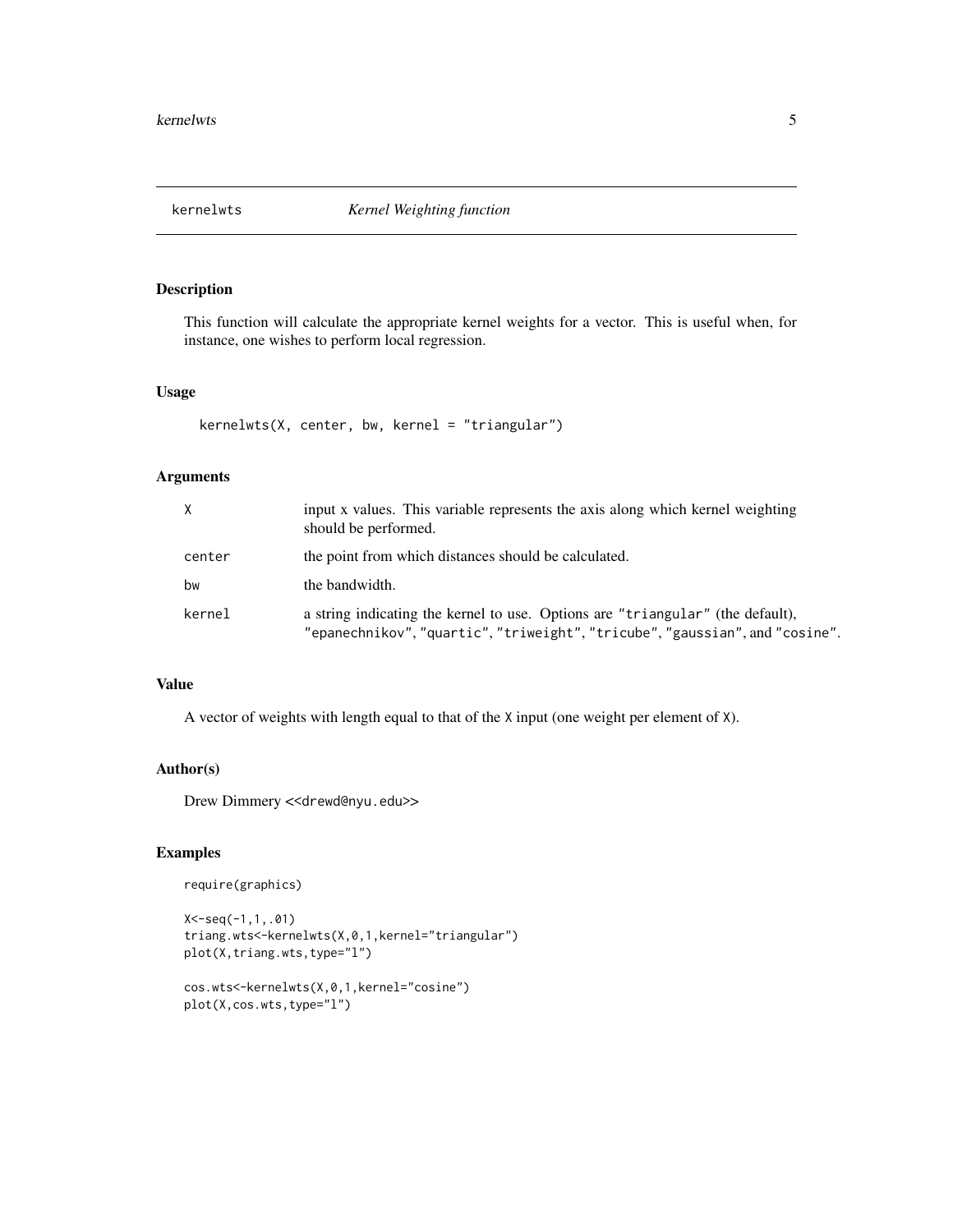# kernelwts *Kernel Weighting function*

## Description

This function will calculate the appropriate kernel weights for a vector. This is useful when, for instance, one wishes to perform local regression.

## Usage

```
kernelwts(X, center, bw, kernel = "triangular")
```

## Arguments

| | |
|---|---|
| X | input x values. This variable represents the axis along which kernel weighting should be performed. |
| center | the point from which distances should be calculated. |
| bw | the bandwidth. |
| kernel | a string indicating the kernel to use. Options are "triangular" (the default), "epanechnikov", "quartic", "triweight", "tricube", "gaussian", and "cosine". |

## Value

A vector of weights with length equal to that of the X input (one weight per element of X).

## Author(s)

Drew Dimmery <<drewd@nyu.edu>>

## Examples

```
require(graphics)

X<-seq(-1,1,.01)
triang.wts<-kernelwts(X,0,1,kernel="triangular")
plot(X,triang.wts,type="l")

cos.wts<-kernelwts(X,0,1,kernel="cosine")
plot(X,cos.wts,type="l")
```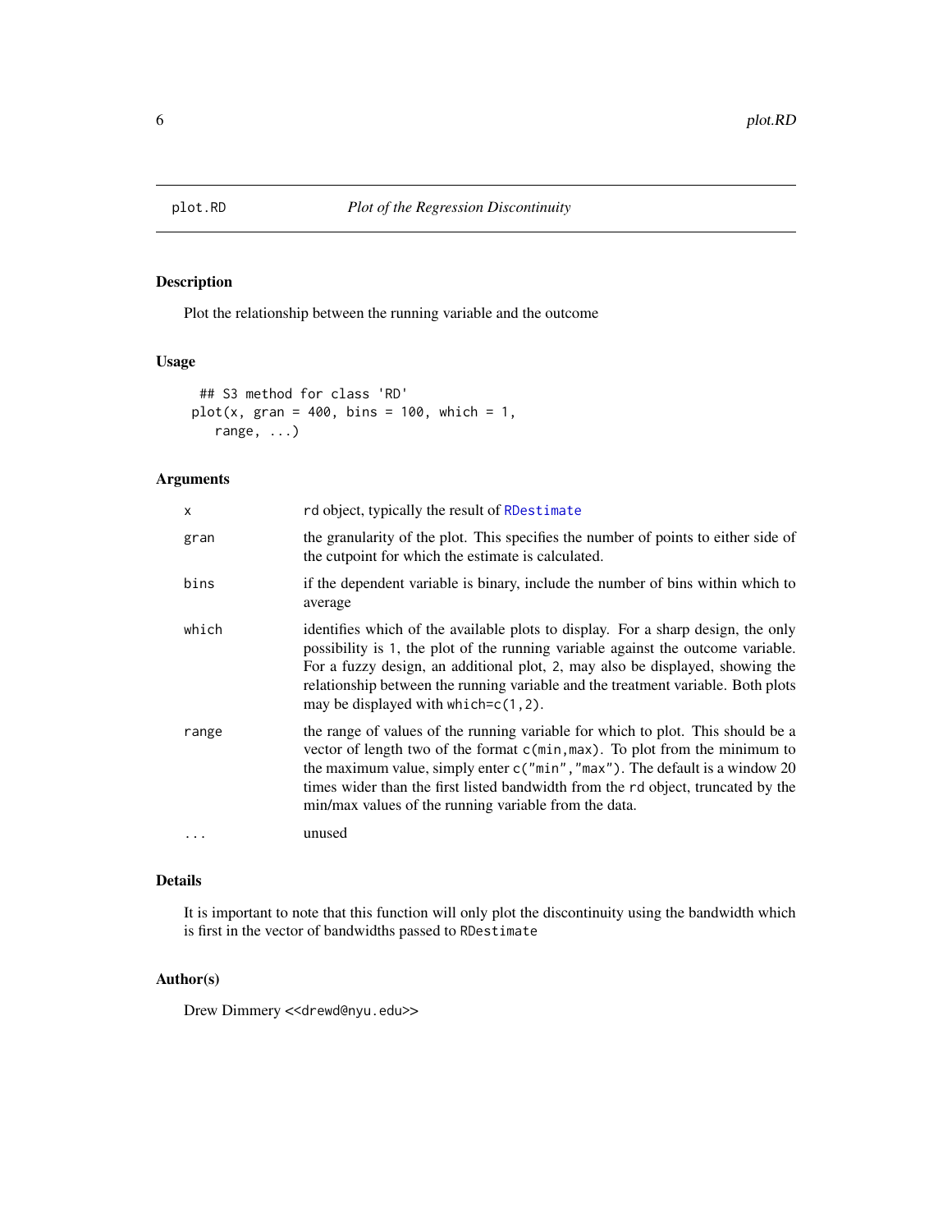# plot.RD — *Plot of the Regression Discontinuity*

## Description

Plot the relationship between the running variable and the outcome

## Usage

```
## S3 method for class 'RD'
plot(x, gran = 400, bins = 100, which = 1,
   range, ...)
```

## Arguments

| | |
|---|---|
| `x` | `rd` object, typically the result of `RDestimate` |
| `gran` | the granularity of the plot. This specifies the number of points to either side of the cutpoint for which the estimate is calculated. |
| `bins` | if the dependent variable is binary, include the number of bins within which to average |
| `which` | identifies which of the available plots to display. For a sharp design, the only possibility is `1`, the plot of the running variable against the outcome variable. For a fuzzy design, an additional plot, `2`, may also be displayed, showing the relationship between the running variable and the treatment variable. Both plots may be displayed with `which=c(1,2)`. |
| `range` | the range of values of the running variable for which to plot. This should be a vector of length two of the format `c(min,max)`. To plot from the minimum to the maximum value, simply enter `c("min","max")`. The default is a window 20 times wider than the first listed bandwidth from the `rd` object, truncated by the min/max values of the running variable from the data. |
| `...` | unused |

## Details

It is important to note that this function will only plot the discontinuity using the bandwidth which is first in the vector of bandwidths passed to `RDestimate`

## Author(s)

Drew Dimmery <<drewd@nyu.edu>>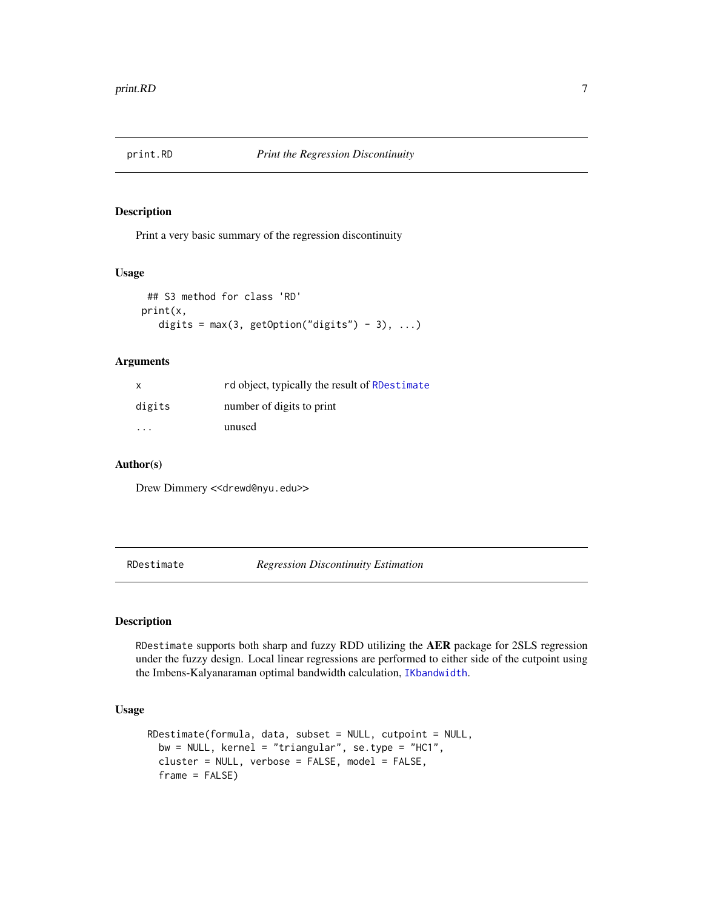## print.RD — *Print the Regression Discontinuity*

### Description

Print a very basic summary of the regression discontinuity

### Usage

```
## S3 method for class 'RD'
print(x,
  digits = max(3, getOption("digits") - 3), ...)
```

### Arguments

| | |
|---|---|
| x | rd object, typically the result of RDestimate |
| digits | number of digits to print |
| ... | unused |

### Author(s)

Drew Dimmery <<drewd@nyu.edu>>

## RDestimate — *Regression Discontinuity Estimation*

### Description

RDestimate supports both sharp and fuzzy RDD utilizing the **AER** package for 2SLS regression under the fuzzy design. Local linear regressions are performed to either side of the cutpoint using the Imbens-Kalyanaraman optimal bandwidth calculation, IKbandwidth.

### Usage

```
RDestimate(formula, data, subset = NULL, cutpoint = NULL,
  bw = NULL, kernel = "triangular", se.type = "HC1",
  cluster = NULL, verbose = FALSE, model = FALSE,
  frame = FALSE)
```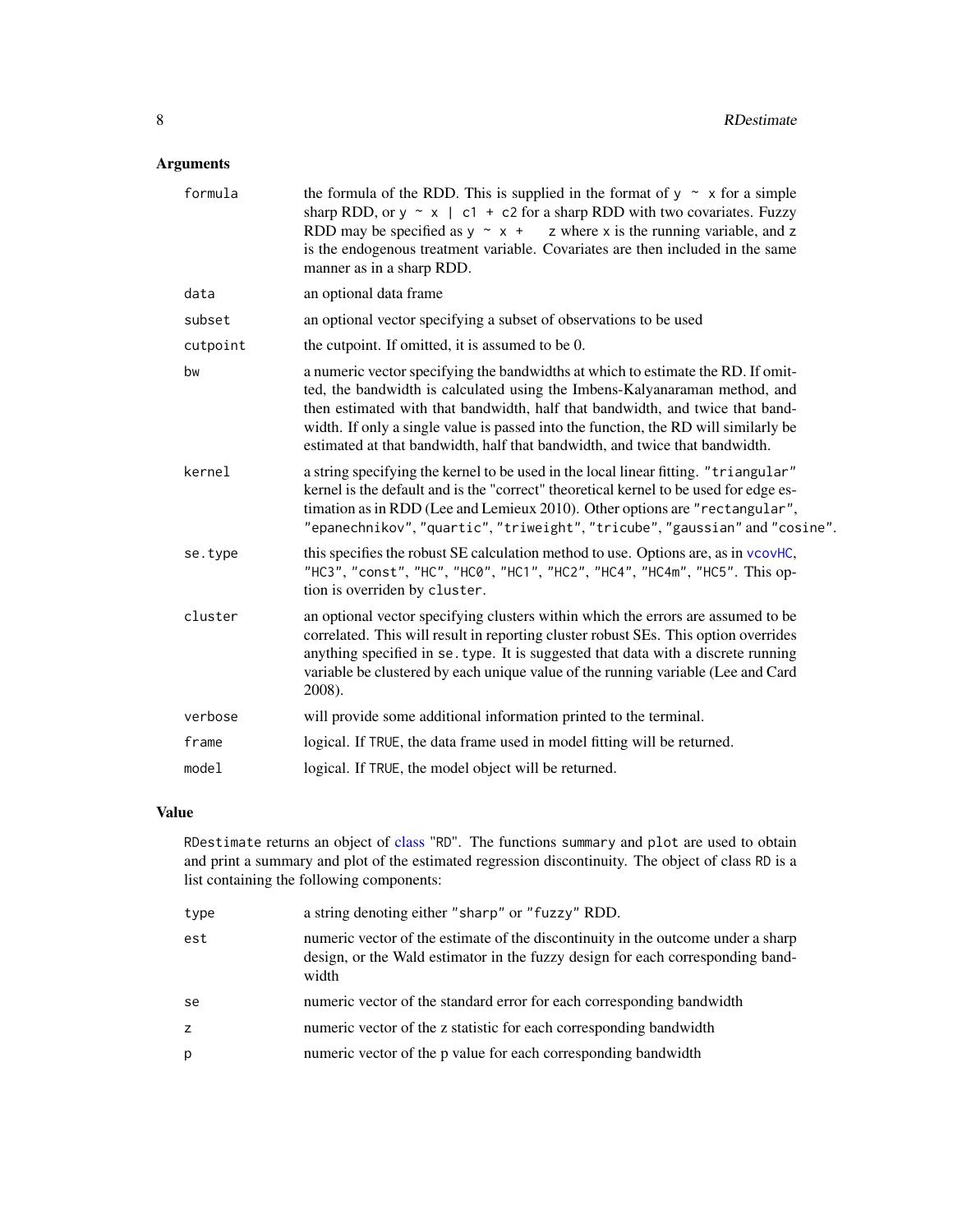## Arguments

| | |
|---|---|
| `formula` | the formula of the RDD. This is supplied in the format of `y ~ x` for a simple sharp RDD, or `y ~ x | c1 + c2` for a sharp RDD with two covariates. Fuzzy RDD may be specified as `y ~ x + z` where `x` is the running variable, and `z` is the endogenous treatment variable. Covariates are then included in the same manner as in a sharp RDD. |
| `data` | an optional data frame |
| `subset` | an optional vector specifying a subset of observations to be used |
| `cutpoint` | the cutpoint. If omitted, it is assumed to be 0. |
| `bw` | a numeric vector specifying the bandwidths at which to estimate the RD. If omitted, the bandwidth is calculated using the Imbens-Kalyanaraman method, and then estimated with that bandwidth, half that bandwidth, and twice that bandwidth. If only a single value is passed into the function, the RD will similarly be estimated at that bandwidth, half that bandwidth, and twice that bandwidth. |
| `kernel` | a string specifying the kernel to be used in the local linear fitting. `"triangular"` kernel is the default and is the "correct" theoretical kernel to be used for edge estimation as in RDD (Lee and Lemieux 2010). Other options are `"rectangular"`, `"epanechnikov"`, `"quartic"`, `"triweight"`, `"tricube"`, `"gaussian"` and `"cosine"`. |
| `se.type` | this specifies the robust SE calculation method to use. Options are, as in vcovHC, `"HC3"`, `"const"`, `"HC"`, `"HC0"`, `"HC1"`, `"HC2"`, `"HC4"`, `"HC4m"`, `"HC5"`. This option is overriden by `cluster`. |
| `cluster` | an optional vector specifying clusters within which the errors are assumed to be correlated. This will result in reporting cluster robust SEs. This option overrides anything specified in `se.type`. It is suggested that data with a discrete running variable be clustered by each unique value of the running variable (Lee and Card 2008). |
| `verbose` | will provide some additional information printed to the terminal. |
| `frame` | logical. If `TRUE`, the data frame used in model fitting will be returned. |
| `model` | logical. If `TRUE`, the model object will be returned. |

## Value

`RDestimate` returns an object of class `"RD"`. The functions `summary` and `plot` are used to obtain and print a summary and plot of the estimated regression discontinuity. The object of class `RD` is a list containing the following components:

| | |
|---|---|
| `type` | a string denoting either `"sharp"` or `"fuzzy"` RDD. |
| `est` | numeric vector of the estimate of the discontinuity in the outcome under a sharp design, or the Wald estimator in the fuzzy design for each corresponding bandwidth |
| `se` | numeric vector of the standard error for each corresponding bandwidth |
| `z` | numeric vector of the z statistic for each corresponding bandwidth |
| `p` | numeric vector of the p value for each corresponding bandwidth |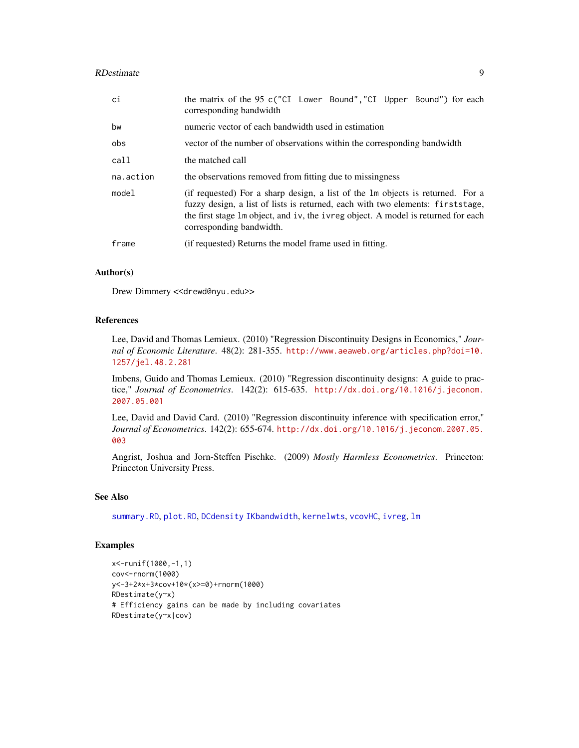| | |
|---|---|
| ci | the matrix of the 95 c("CI Lower Bound","CI Upper Bound") for each corresponding bandwidth |
| bw | numeric vector of each bandwidth used in estimation |
| obs | vector of the number of observations within the corresponding bandwidth |
| call | the matched call |
| na.action | the observations removed from fitting due to missingness |
| model | (if requested) For a sharp design, a list of the lm objects is returned. For a fuzzy design, a list of lists is returned, each with two elements: firststage, the first stage lm object, and iv, the ivreg object. A model is returned for each corresponding bandwidth. |
| frame | (if requested) Returns the model frame used in fitting. |

### Author(s)

Drew Dimmery <<drewd@nyu.edu>>

### References

Lee, David and Thomas Lemieux. (2010) "Regression Discontinuity Designs in Economics," *Journal of Economic Literature*. 48(2): 281-355. http://www.aeaweb.org/articles.php?doi=10.1257/jel.48.2.281

Imbens, Guido and Thomas Lemieux. (2010) "Regression discontinuity designs: A guide to practice," *Journal of Econometrics*. 142(2): 615-635. http://dx.doi.org/10.1016/j.jeconom.2007.05.001

Lee, David and David Card. (2010) "Regression discontinuity inference with specification error," *Journal of Econometrics*. 142(2): 655-674. http://dx.doi.org/10.1016/j.jeconom.2007.05.003

Angrist, Joshua and Jorn-Steffen Pischke. (2009) *Mostly Harmless Econometrics*. Princeton: Princeton University Press.

### See Also

summary.RD, plot.RD, DCdensity IKbandwidth, kernelwts, vcovHC, ivreg, lm

### Examples

```
x<-runif(1000,-1,1)
cov<-rnorm(1000)
y<-3+2*x+3*cov+10*(x>=0)+rnorm(1000)
RDestimate(y~x)
# Efficiency gains can be made by including covariates
RDestimate(y~x|cov)
```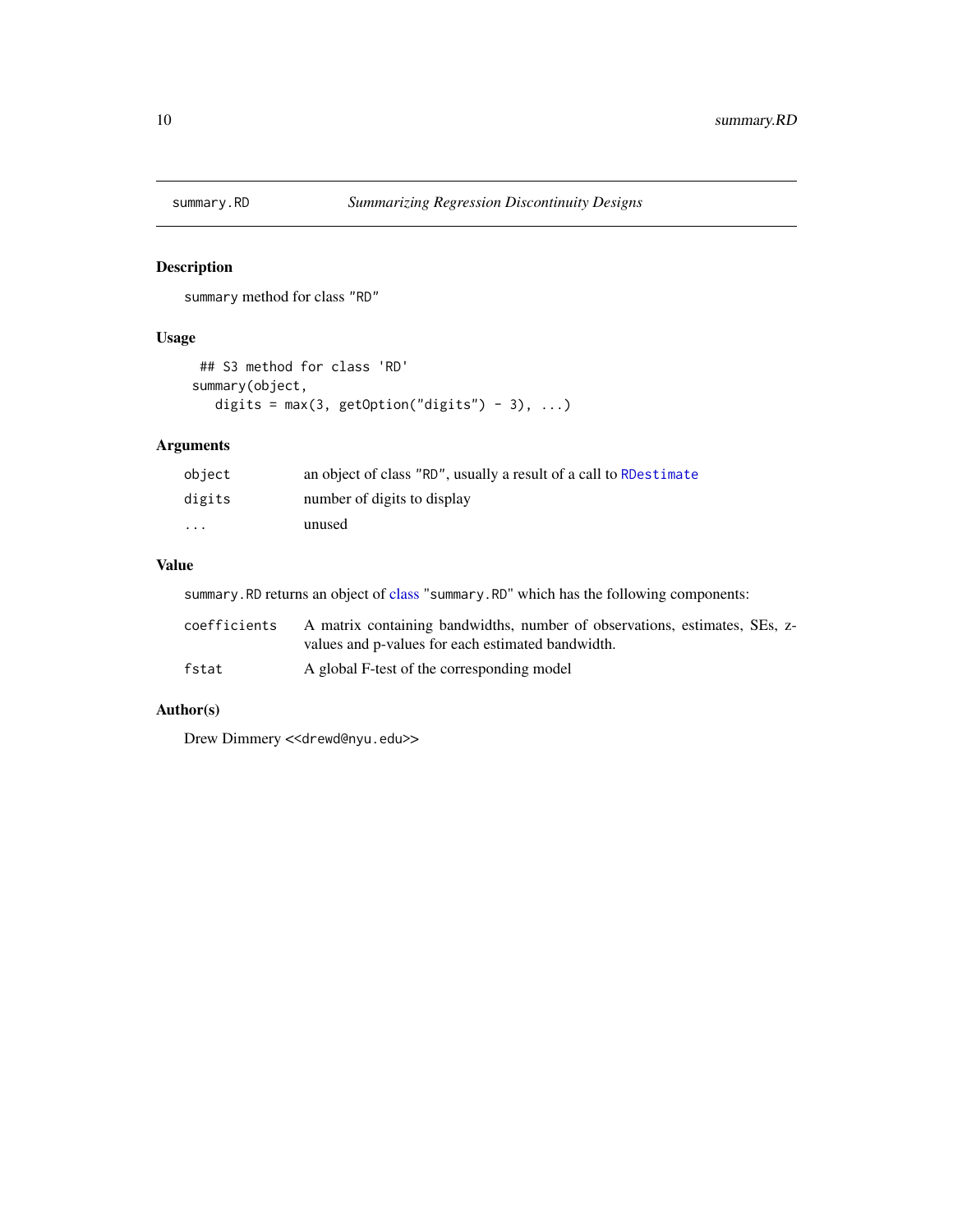summary.RD — *Summarizing Regression Discontinuity Designs*

## Description

summary method for class "RD"

## Usage

```
## S3 method for class 'RD'
summary(object,
  digits = max(3, getOption("digits") - 3), ...)
```

## Arguments

| | |
|---|---|
| object | an object of class "RD", usually a result of a call to RDestimate |
| digits | number of digits to display |
| ... | unused |

## Value

summary.RD returns an object of class "summary.RD" which has the following components:

| | |
|---|---|
| coefficients | A matrix containing bandwidths, number of observations, estimates, SEs, z-values and p-values for each estimated bandwidth. |
| fstat | A global F-test of the corresponding model |

## Author(s)

Drew Dimmery <<drewd@nyu.edu>>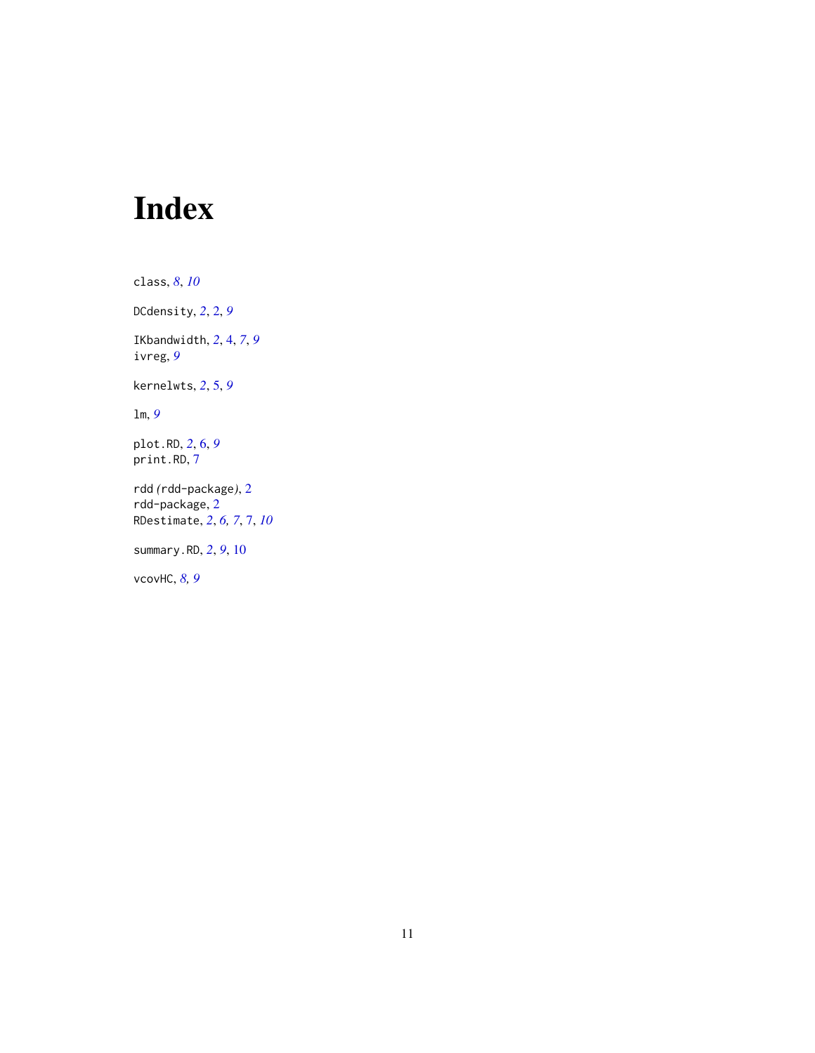# Index

class, *8*, *10*

DCdensity, *2*, 2, *9*

IKbandwidth, *2*, 4, *7*, *9*
ivreg, *9*

kernelwts, *2*, 5, *9*

lm, *9*

plot.RD, *2*, 6, *9*
print.RD, 7

rdd *(*rdd-package*)*, 2
rdd-package, 2
RDestimate, *2*, *6, 7*, 7, *10*

summary.RD, *2*, *9*, 10

vcovHC, *8, 9*